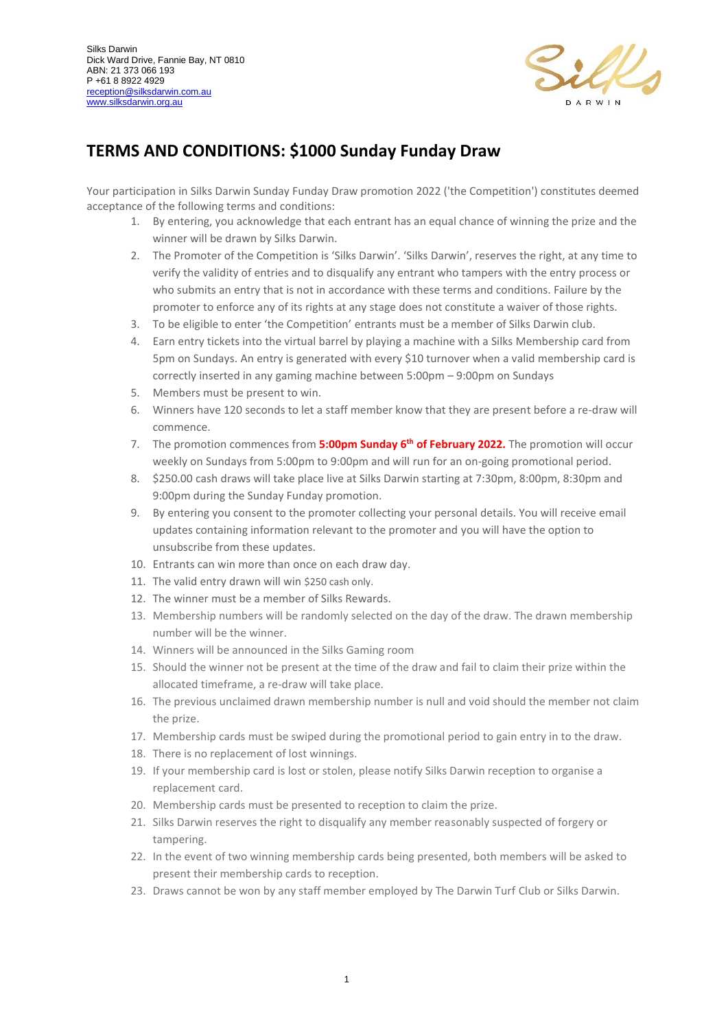Silks Darwin
Dick Ward Drive, Fannie Bay, NT 0810
ABN: 21 373 066 193
P +61 8 8922 4929
reception@silksdarwin.com.au
www.silksdarwin.org.au

# TERMS AND CONDITIONS: $1000 Sunday Funday Draw

Your participation in Silks Darwin Sunday Funday Draw promotion 2022 ('the Competition') constitutes deemed acceptance of the following terms and conditions:

1. By entering, you acknowledge that each entrant has an equal chance of winning the prize and the winner will be drawn by Silks Darwin.
2. The Promoter of the Competition is 'Silks Darwin'. 'Silks Darwin', reserves the right, at any time to verify the validity of entries and to disqualify any entrant who tampers with the entry process or who submits an entry that is not in accordance with these terms and conditions. Failure by the promoter to enforce any of its rights at any stage does not constitute a waiver of those rights.
3. To be eligible to enter 'the Competition' entrants must be a member of Silks Darwin club.
4. Earn entry tickets into the virtual barrel by playing a machine with a Silks Membership card from 5pm on Sundays. An entry is generated with every $10 turnover when a valid membership card is correctly inserted in any gaming machine between 5:00pm – 9:00pm on Sundays
5. Members must be present to win.
6. Winners have 120 seconds to let a staff member know that they are present before a re-draw will commence.
7. The promotion commences from **5:00pm Sunday 6th of February 2022.** The promotion will occur weekly on Sundays from 5:00pm to 9:00pm and will run for an on-going promotional period.
8. $250.00 cash draws will take place live at Silks Darwin starting at 7:30pm, 8:00pm, 8:30pm and 9:00pm during the Sunday Funday promotion.
9. By entering you consent to the promoter collecting your personal details. You will receive email updates containing information relevant to the promoter and you will have the option to unsubscribe from these updates.
10. Entrants can win more than once on each draw day.
11. The valid entry drawn will win $250 cash only.
12. The winner must be a member of Silks Rewards.
13. Membership numbers will be randomly selected on the day of the draw. The drawn membership number will be the winner.
14. Winners will be announced in the Silks Gaming room
15. Should the winner not be present at the time of the draw and fail to claim their prize within the allocated timeframe, a re-draw will take place.
16. The previous unclaimed drawn membership number is null and void should the member not claim the prize.
17. Membership cards must be swiped during the promotional period to gain entry in to the draw.
18. There is no replacement of lost winnings.
19. If your membership card is lost or stolen, please notify Silks Darwin reception to organise a replacement card.
20. Membership cards must be presented to reception to claim the prize.
21. Silks Darwin reserves the right to disqualify any member reasonably suspected of forgery or tampering.
22. In the event of two winning membership cards being presented, both members will be asked to present their membership cards to reception.
23. Draws cannot be won by any staff member employed by The Darwin Turf Club or Silks Darwin.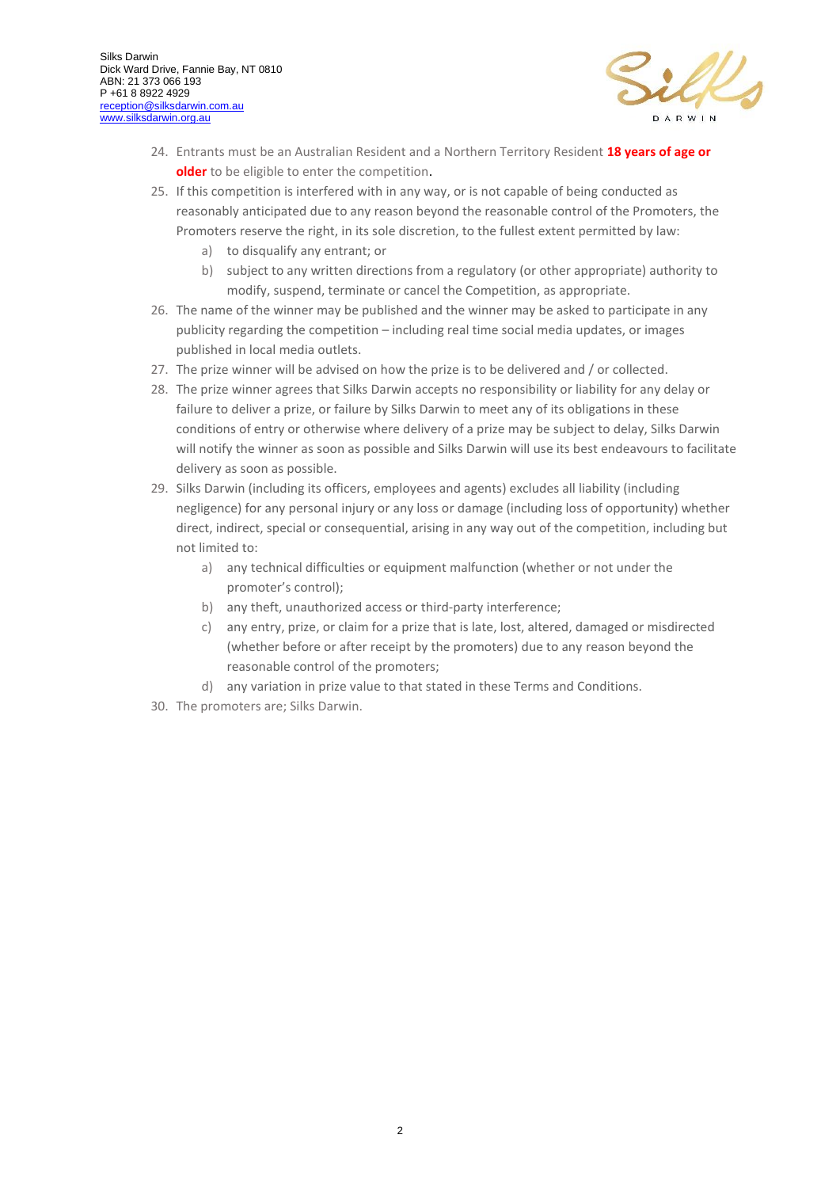Silks Darwin
Dick Ward Drive, Fannie Bay, NT 0810
ABN: 21 373 066 193
P +61 8 8922 4929
reception@silksdarwin.com.au
www.silksdarwin.org.au

24. Entrants must be an Australian Resident and a Northern Territory Resident **18 years of age or older** to be eligible to enter the competition.
25. If this competition is interfered with in any way, or is not capable of being conducted as reasonably anticipated due to any reason beyond the reasonable control of the Promoters, the Promoters reserve the right, in its sole discretion, to the fullest extent permitted by law:
    a) to disqualify any entrant; or
    b) subject to any written directions from a regulatory (or other appropriate) authority to modify, suspend, terminate or cancel the Competition, as appropriate.
26. The name of the winner may be published and the winner may be asked to participate in any publicity regarding the competition – including real time social media updates, or images published in local media outlets.
27. The prize winner will be advised on how the prize is to be delivered and / or collected.
28. The prize winner agrees that Silks Darwin accepts no responsibility or liability for any delay or failure to deliver a prize, or failure by Silks Darwin to meet any of its obligations in these conditions of entry or otherwise where delivery of a prize may be subject to delay, Silks Darwin will notify the winner as soon as possible and Silks Darwin will use its best endeavours to facilitate delivery as soon as possible.
29. Silks Darwin (including its officers, employees and agents) excludes all liability (including negligence) for any personal injury or any loss or damage (including loss of opportunity) whether direct, indirect, special or consequential, arising in any way out of the competition, including but not limited to:
    a) any technical difficulties or equipment malfunction (whether or not under the promoter's control);
    b) any theft, unauthorized access or third-party interference;
    c) any entry, prize, or claim for a prize that is late, lost, altered, damaged or misdirected (whether before or after receipt by the promoters) due to any reason beyond the reasonable control of the promoters;
    d) any variation in prize value to that stated in these Terms and Conditions.
30. The promoters are; Silks Darwin.